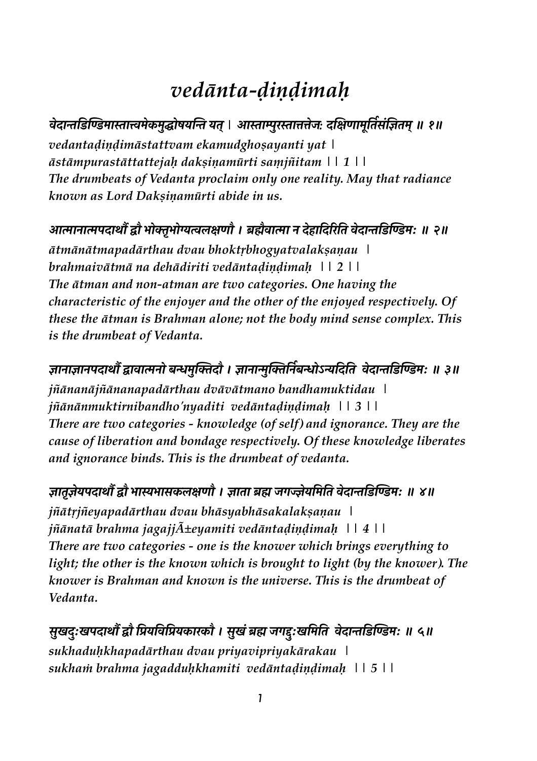# *vedānta-ḍiṇḍimaḥ*

***वेदान्तडिण्डिमास्तात्त्वमेकमुद्घोषयन्ति यत् । आस्ताम्पुरस्तात्तत्तेजः दक्षिणामूर्तिसंज्ञितम् ॥ १॥***

*vedantaḍiṇḍimāstattvam ekamudghoṣayanti yat |*
*āstāmpurastāttattejaḥ dakṣiṇamūrti saṃjñitam || 1 ||*
*The drumbeats of Vedanta proclaim only one reality. May that radiance known as Lord Dakṣiṇamūrti abide in us.*

***आत्मानात्मपदार्थौ द्वौ भोक्तृभोग्यत्वलक्षणौ । ब्रह्मैवात्मा न देहादिरिति वेदान्तडिण्डिमः ॥ २॥***

*ātmānātmapadārthau dvau bhoktṛbhogyatvalakṣaṇau |*
*brahmaivātmā na dehādiriti vedāntaḍiṇḍimaḥ || 2 ||*
*The ātman and non-atman are two categories. One having the characteristic of the enjoyer and the other of the enjoyed respectively. Of these the ātman is Brahman alone; not the body mind sense complex. This is the drumbeat of Vedanta.*

***ज्ञानाज्ञानपदार्थौ द्वावात्मनो बन्धमुक्तिदौ । ज्ञानान्मुक्तिर्निबन्धोऽन्यदिति वेदान्तडिण्डिमः ॥ ३॥***

*jñānanājñānanapadārthau dvāvātmano bandhamuktidau |*
*jñānānmuktirnibandho'nyaditi vedāntaḍiṇḍimaḥ || 3 ||*
*There are two categories - knowledge (of self) and ignorance. They are the cause of liberation and bondage respectively. Of these knowledge liberates and ignorance binds. This is the drumbeat of vedanta.*

***ज्ञातृज्ञेयपदार्थौ द्वौ भास्यभासकलक्षणौ । ज्ञाता ब्रह्म जगज्ज्ञेयमिति वेदान्तडिण्डिमः ॥ ४॥***

*jñātṛjñeyapadārthau dvau bhāsyabhāsakalakṣaṇau |*
*jñānatā brahma jagajjÃ±eyamiti vedāntaḍiṇḍimaḥ || 4 ||*
*There are two categories - one is the knower which brings everything to light; the other is the known which is brought to light (by the knower). The knower is Brahman and known is the universe. This is the drumbeat of Vedanta.*

***सुखदुःखपदार्थौ द्वौ प्रियविप्रियकारकौ । सुखं ब्रह्म जगद्दुःखमिति वेदान्तडिण्डिमः ॥ ५॥***

*sukhaduḥkhapadārthau dvau priyavipriyakārakau |*
*sukhaṁ brahma jagadduḥkhamiti vedāntaḍiṇḍimaḥ || 5 ||*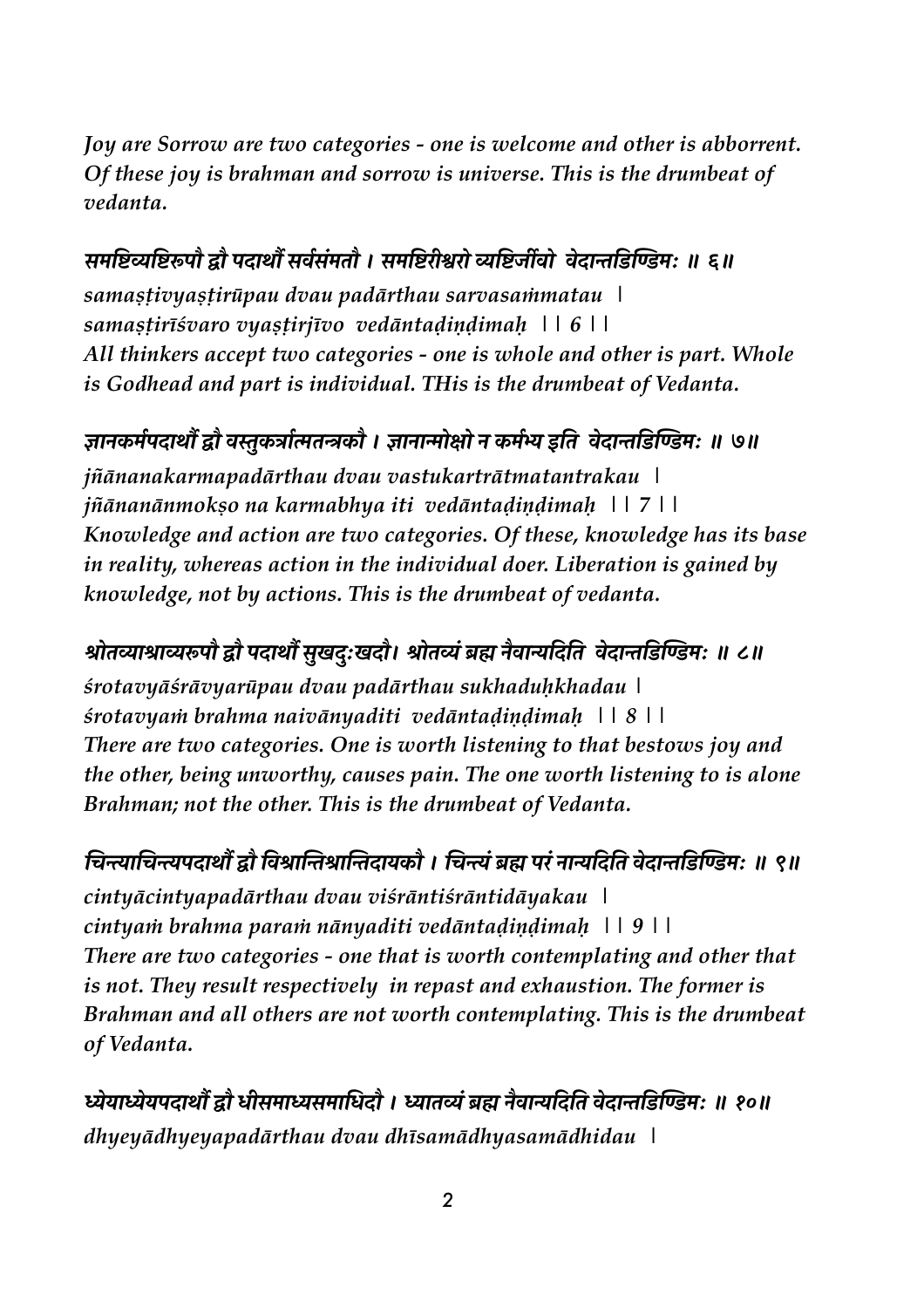*Joy are Sorrow are two categories - one is welcome and other is abborrent. Of these joy is brahman and sorrow is universe. This is the drumbeat of vedanta.*

**समष्टिव्यष्टिरूपौ द्वौ पदार्थौ सर्वसंमतौ । समष्टिरीश्वरो व्यष्टिर्जीवो वेदान्तडिण्डिमः ॥ ६॥**

*samaṣṭivyaṣṭirūpau dvau padārthau sarvasaṁmatau |*
*samaṣṭirīśvaro vyaṣṭirjīvo vedāntaḍiṇḍimaḥ || 6 ||*
*All thinkers accept two categories - one is whole and other is part. Whole is Godhead and part is individual. THis is the drumbeat of Vedanta.*

**ज्ञानकर्मपदार्थौ द्वौ वस्तुकर्त्रात्मतन्त्रकौ । ज्ञानान्मोक्षो न कर्मभ्य इति वेदान्तडिण्डिमः ॥ ७॥**

*jñānakarmapadārthau dvau vastukartrātmatantrakau |*
*jñānanānmokṣo na karmabhya iti vedāntaḍiṇḍimaḥ || 7 ||*
*Knowledge and action are two categories. Of these, knowledge has its base in reality, whereas action in the individual doer. Liberation is gained by knowledge, not by actions. This is the drumbeat of vedanta.*

**श्रोतव्याश्राव्यरूपौ द्वौ पदार्थौ सुखदुःखदौ। श्रोतव्यं ब्रह्म नैवान्यदिति वेदान्तडिण्डिमः ॥ ८॥**

*śrotavyāśrāvyarūpau dvau padārthau sukhaduḥkhadau |*
*śrotavyaṁ brahma naivānyaditi vedāntaḍiṇḍimaḥ || 8 ||*
*There are two categories. One is worth listening to that bestows joy and the other, being unworthy, causes pain. The one worth listening to is alone Brahman; not the other. This is the drumbeat of Vedanta.*

**चिन्त्याचिन्त्यपदार्थौ द्वौ विश्रान्तिश्रान्तिदायकौ । चिन्त्यं ब्रह्म परं नान्यदिति वेदान्तडिण्डिमः ॥ ९॥**

*cintyācintyapadārthau dvau viśrāntiśrāntidāyakau |*
*cintyaṁ brahma paraṁ nānyaditi vedāntaḍiṇḍimaḥ || 9 ||*
*There are two categories - one that is worth contemplating and other that is not. They result respectively in repast and exhaustion. The former is Brahman and all others are not worth contemplating. This is the drumbeat of Vedanta.*

**ध्येयाध्येयपदार्थौ द्वौ धीसमाध्यसमाधिदौ । ध्यातव्यं ब्रह्म नैवान्यदिति वेदान्तडिण्डिमः ॥ १०॥**

*dhyeyādhyeyapadārthau dvau dhīsamādhyasamādhidau |*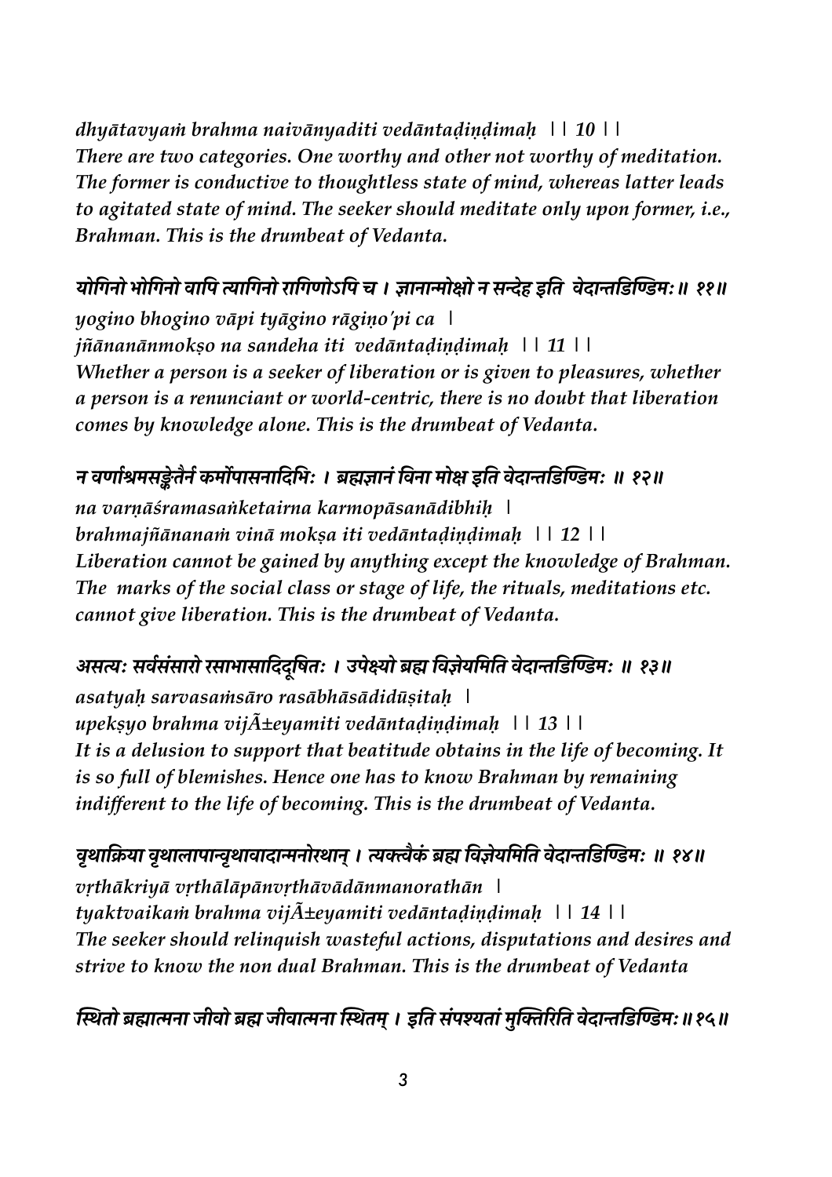*dhyātavyaṁ brahma naivānyaditi vedāntaḍiṇḍimaḥ || 10 ||*
***There are two categories. One worthy and other not worthy of meditation. The former is conductive to thoughtless state of mind, whereas latter leads to agitated state of mind. The seeker should meditate only upon former, i.e., Brahman. This is the drumbeat of Vedanta.***

***योगिनो भोगिनो वापि त्यागिनो रागिणोऽपि च । ज्ञानान्मोक्षो न सन्देह इति वेदान्तडिण्डिमः ॥ ११॥***
*yogino bhogino vāpi tyāgino rāgiṇo'pi ca |*
*jñānanānmokṣo na sandeha iti vedāntaḍiṇḍimaḥ || 11 ||*
***Whether a person is a seeker of liberation or is given to pleasures, whether a person is a renunciant or world-centric, there is no doubt that liberation comes by knowledge alone. This is the drumbeat of Vedanta.***

***न वर्णाश्रमसङ्केतैर्न कर्मोपासनादिभिः । ब्रह्मज्ञानं विना मोक्ष इति वेदान्तडिण्डिमः ॥ १२॥***
*na varṇāśramasaṅketairna karmopāsanādibhiḥ |*
*brahmajñānanaṁ vinā mokṣa iti vedāntaḍiṇḍimaḥ || 12 ||*
***Liberation cannot be gained by anything except the knowledge of Brahman. The marks of the social class or stage of life, the rituals, meditations etc. cannot give liberation. This is the drumbeat of Vedanta.***

***असत्यः सर्वसंसारो रसाभासादिदूषितः । उपेक्ष्यो ब्रह्म विज्ञेयमिति वेदान्तडिण्डिमः ॥ १३॥***
*asatyaḥ sarvasaṁsāro rasābhāsādidūṣitaḥ |*
*upekṣyo brahma vijÃ±eyamiti vedāntaḍiṇḍimaḥ || 13 ||*
***It is a delusion to support that beatitude obtains in the life of becoming. It is so full of blemishes. Hence one has to know Brahman by remaining indifferent to the life of becoming. This is the drumbeat of Vedanta.***

***वृथाक्रिया वृथालापान्वृथावादान्मनोरथान् । त्यक्त्वैकं ब्रह्म विज्ञेयमिति वेदान्तडिण्डिमः ॥ १४॥***
*vṛthākriyā vṛthālāpānvṛthāvādānmanorathān |*
*tyaktvaikaṁ brahma vijÃ±eyamiti vedāntaḍiṇḍimaḥ || 14 ||*
***The seeker should relinquish wasteful actions, disputations and desires and strive to know the non dual Brahman. This is the drumbeat of Vedanta***

***स्थितो ब्रह्मात्मना जीवो ब्रह्म जीवात्मना स्थितम् । इति संपश्यतां मुक्तिरिति वेदान्तडिण्डिमः ॥ १५॥***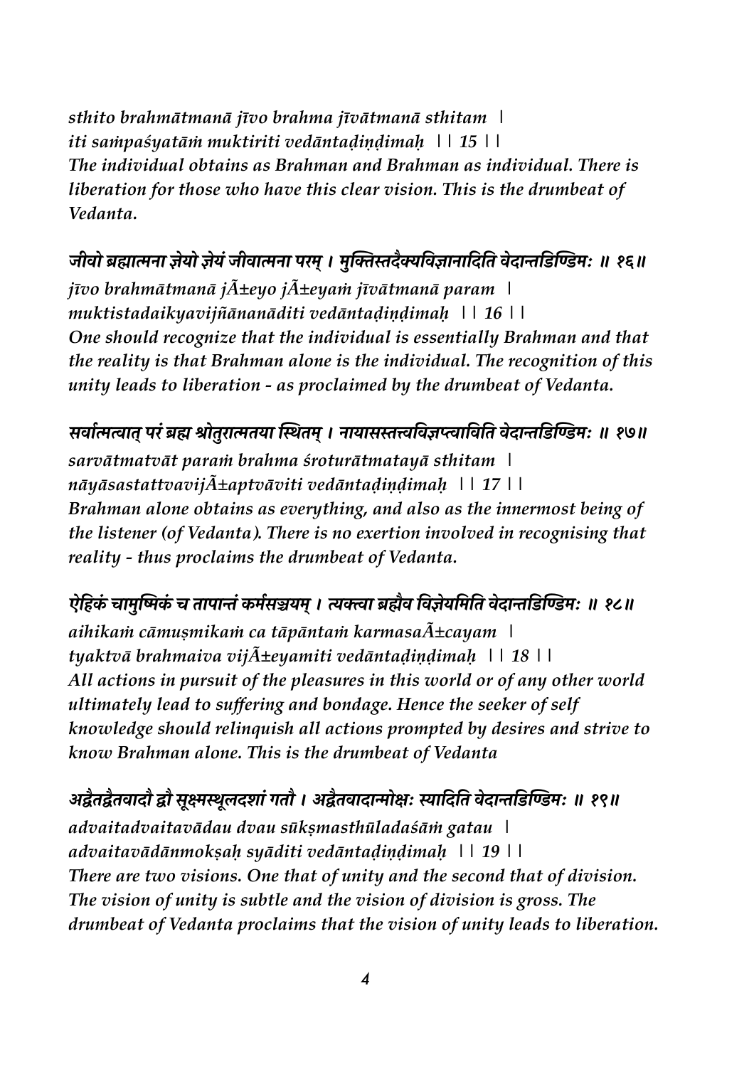*sthito brahmātmanā jīvo brahma jīvātmanā sthitam |*
*iti saṁpaśyatāṁ muktiriti vedāntaḍiṇḍimaḥ || 15 ||*
***The individual obtains as Brahman and Brahman as individual. There is liberation for those who have this clear vision. This is the drumbeat of Vedanta.***

***जीवो ब्रह्मात्मना ज्ञेयो ज्ञेयं जीवात्मना परम् । मुक्तिस्तदैक्यविज्ञानादिति वेदान्तडिण्डिमः ॥ १६॥***
*jīvo brahmātmanā jÃ±eyo jÃ±eyaṁ jīvātmanā param |*
*muktistadaikyavijñānanāditi vedāntaḍiṇḍimaḥ || 16 ||*
***One should recognize that the individual is essentially Brahman and that the reality is that Brahman alone is the individual. The recognition of this unity leads to liberation - as proclaimed by the drumbeat of Vedanta.***

***सर्वात्मत्वात् परं ब्रह्म श्रोतुरात्मतया स्थितम् । नायासस्तत्त्वविज्ञप्त्याविति वेदान्तडिण्डिमः ॥ १७॥***
*sarvātmatvāt paraṁ brahma śroturātmatayā sthitam |*
*nāyāsastattvavijÃ±aptvāviti vedāntaḍiṇḍimaḥ || 17 ||*
***Brahman alone obtains as everything, and also as the innermost being of the listener (of Vedanta). There is no exertion involved in recognising that reality - thus proclaims the drumbeat of Vedanta.***

***ऐहिकं चामुष्मिकं च तापान्तं कर्मसञ्चयम् । त्यक्त्वा ब्रह्मैव विज्ञेयमिति वेदान्तडिण्डिमः ॥ १८॥***
*aihikaṁ cāmuṣmikaṁ ca tāpāntaṁ karmasaÃ±cayam |*
*tyaktvā brahmaiva vijÃ±eyamiti vedāntaḍiṇḍimaḥ || 18 ||*
***All actions in pursuit of the pleasures in this world or of any other world ultimately lead to suffering and bondage. Hence the seeker of self knowledge should relinquish all actions prompted by desires and strive to know Brahman alone. This is the drumbeat of Vedanta***

***अद्वैतद्वैतवादौ द्वौ सूक्ष्मस्थूलदशां गतौ । अद्वैतवादान्मोक्षः स्यादिति वेदान्तडिण्डिमः ॥ १९॥***
*advaitadvaitavādau dvau sūkṣmasthūladaśāṁ gatau |*
*advaitavādānmokṣaḥ syāditi vedāntaḍiṇḍimaḥ || 19 ||*
***There are two visions. One that of unity and the second that of division. The vision of unity is subtle and the vision of division is gross. The drumbeat of Vedanta proclaims that the vision of unity leads to liberation.***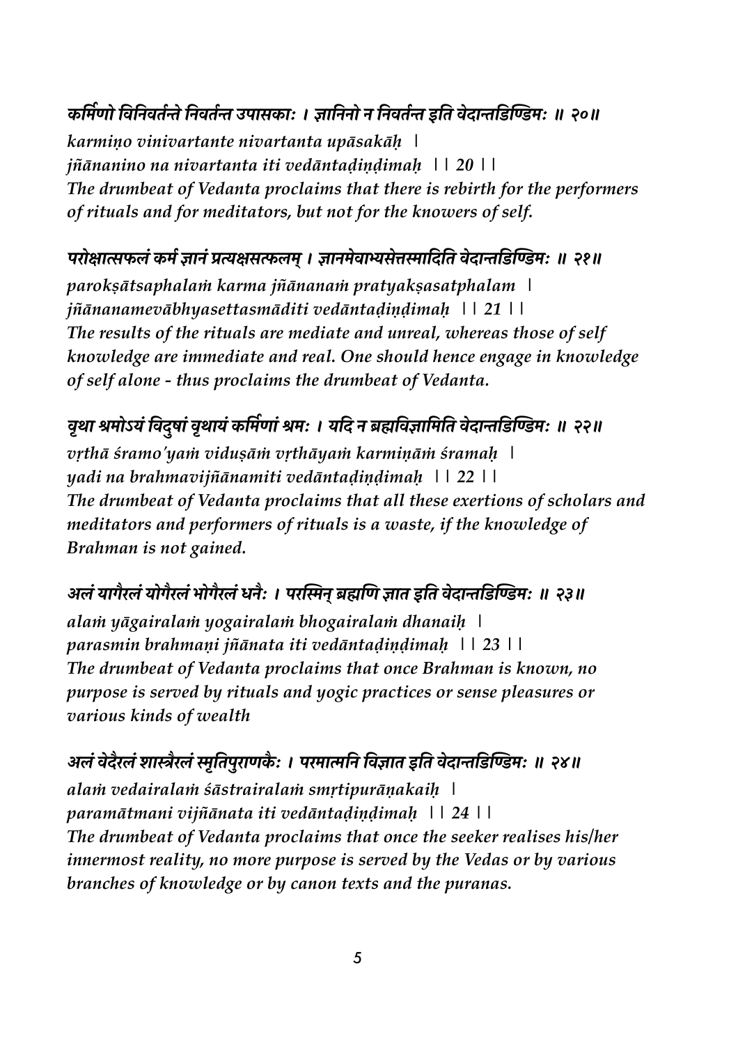*कर्मिणो विनिवर्तन्ते निवर्तन्त उपासकाः । ज्ञानिनो न निवर्तन्त इति वेदान्तडिण्डिमः ॥ २०॥*

*karmiṇo vinivartante nivartanta upāsakāḥ |*
*jñānanino na nivartanta iti vedāntaḍiṇḍimaḥ || 20 ||*
*The drumbeat of Vedanta proclaims that there is rebirth for the performers of rituals and for meditators, but not for the knowers of self.*

*परोक्षात्सफलं कर्म ज्ञानं प्रत्यक्षसत्फलम् । ज्ञानमेवाभ्यसेत्तस्मादिति वेदान्तडिण्डिमः ॥ २१॥*

*parokṣātsaphalaṁ karma jñānanaṁ pratyakṣasatphalam |*
*jñānanamevābhyasettasmāditi vedāntaḍiṇḍimaḥ || 21 ||*
*The results of the rituals are mediate and unreal, whereas those of self knowledge are immediate and real. One should hence engage in knowledge of self alone - thus proclaims the drumbeat of Vedanta.*

*वृथा श्रमोऽयं विदुषां वृथायं कर्मिणां श्रमः । यदि न ब्रह्मविज्ञामिति वेदान्तडिण्डिमः ॥ २२॥*

*vṛthā śramo'yaṁ viduṣāṁ vṛthāyaṁ karmiṇāṁ śramaḥ |*
*yadi na brahmavijñānamiti vedāntaḍiṇḍimaḥ || 22 ||*
*The drumbeat of Vedanta proclaims that all these exertions of scholars and meditators and performers of rituals is a waste, if the knowledge of Brahman is not gained.*

*अलं यागैरलं योगैरलं भोगैरलं धनैः । परस्मिन् ब्रह्मणि ज्ञात इति वेदान्तडिण्डिमः ॥ २३॥*

*alaṁ yāgairalaṁ yogairalaṁ bhogairalaṁ dhanaiḥ |*
*parasmin brahmaṇi jñānata iti vedāntaḍiṇḍimaḥ || 23 ||*
*The drumbeat of Vedanta proclaims that once Brahman is known, no purpose is served by rituals and yogic practices or sense pleasures or various kinds of wealth*

*अलं वेदैरलं शास्त्रैरलं स्मृतिपुराणकैः । परमात्मनि विज्ञात इति वेदान्तडिण्डिमः ॥ २४॥*

*alaṁ vedairalaṁ śāstrairalaṁ smṛtipurāṇakaiḥ |*
*paramātmani vijñānata iti vedāntaḍiṇḍimaḥ || 24 ||*
*The drumbeat of Vedanta proclaims that once the seeker realises his/her innermost reality, no more purpose is served by the Vedas or by various branches of knowledge or by canon texts and the puranas.*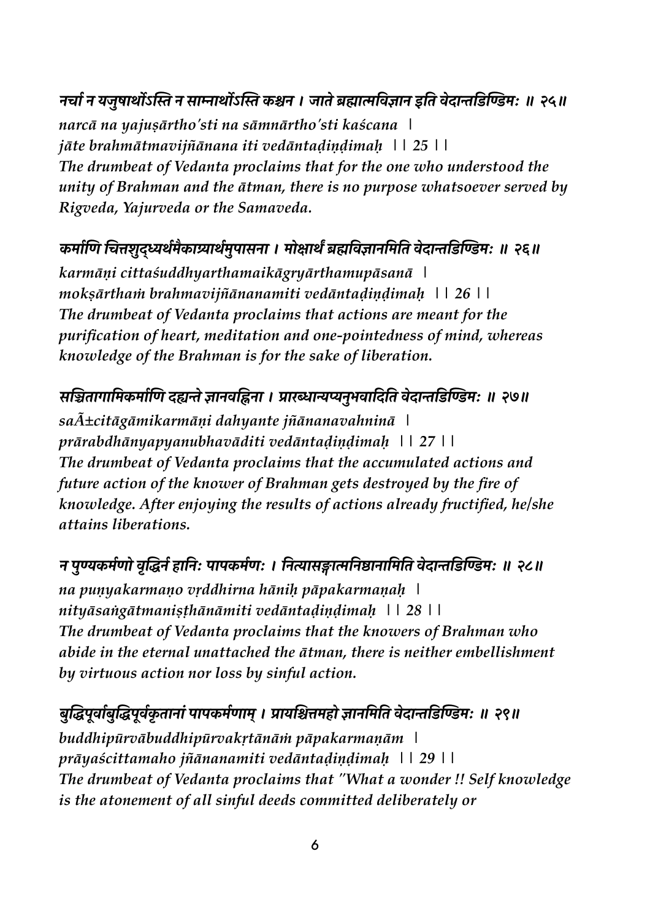***नर्चा न यजुषार्थोऽस्ति न साम्नार्थोऽस्ति कश्चन । जाते ब्रह्मात्मविज्ञान इति वेदान्तडिण्डिमः ॥ २५॥***

*narcā na yajuṣārtho'sti na sāmnārtho'sti kaścana |*
*jāte brahmātmavijñānana iti vedāntaḍiṇḍimaḥ || 25 ||*
*The drumbeat of Vedanta proclaims that for the one who understood the unity of Brahman and the ātman, there is no purpose whatsoever served by Rigveda, Yajurveda or the Samaveda.*

***कर्माणि चित्तशुद्ध्यर्थमैकाग्र्यार्थमुपासना । मोक्षार्थं ब्रह्मविज्ञानमिति वेदान्तडिण्डिमः ॥ २६॥***

*karmāṇi cittaśuddhyarthamaikāgryārthamupāsanā |*
*mokṣārthaṁ brahmavijñānamiti vedāntaḍiṇḍimaḥ || 26 ||*
*The drumbeat of Vedanta proclaims that actions are meant for the purification of heart, meditation and one-pointedness of mind, whereas knowledge of the Brahman is for the sake of liberation.*

***सञ्चितागामिकर्माणि दह्यन्ते ज्ञानवह्निना । प्रारब्धान्यप्यनुभवादिति वेदान्तडिण्डिमः ॥ २७॥***

*saÃ±citāgāmikarmāṇi dahyante jñānanavahninā |*
*prārabdhānyapyanubhavāditi vedāntaḍiṇḍimaḥ || 27 ||*
*The drumbeat of Vedanta proclaims that the accumulated actions and future action of the knower of Brahman gets destroyed by the fire of knowledge. After enjoying the results of actions already fructified, he/she attains liberations.*

***न पुण्यकर्मणो वृद्धिर्न हानिः पापकर्मणः । नित्यासङ्गात्मनिष्ठानामिति वेदान्तडिण्डिमः ॥ २८॥***

*na puṇyakarmaṇo vṛddhirna hāniḥ pāpakarmaṇaḥ |*
*nityāsaṅgātmaniṣṭhānāmiti vedāntaḍiṇḍimaḥ || 28 ||*
*The drumbeat of Vedanta proclaims that the knowers of Brahman who abide in the eternal unattached the ātman, there is neither embellishment by virtuous action nor loss by sinful action.*

***बुद्धिपूर्वाबुद्धिपूर्वकृतानां पापकर्मणाम् । प्रायश्चित्तमहो ज्ञानमिति वेदान्तडिण्डिमः ॥ २९॥***

*buddhipūrvābuddhipūrvakṛtānāṁ pāpakarmaṇām |*
*prāyaścittamaho jñānanamiti vedāntaḍiṇḍimaḥ || 29 ||*
*The drumbeat of Vedanta proclaims that "What a wonder !! Self knowledge is the atonement of all sinful deeds committed deliberately or*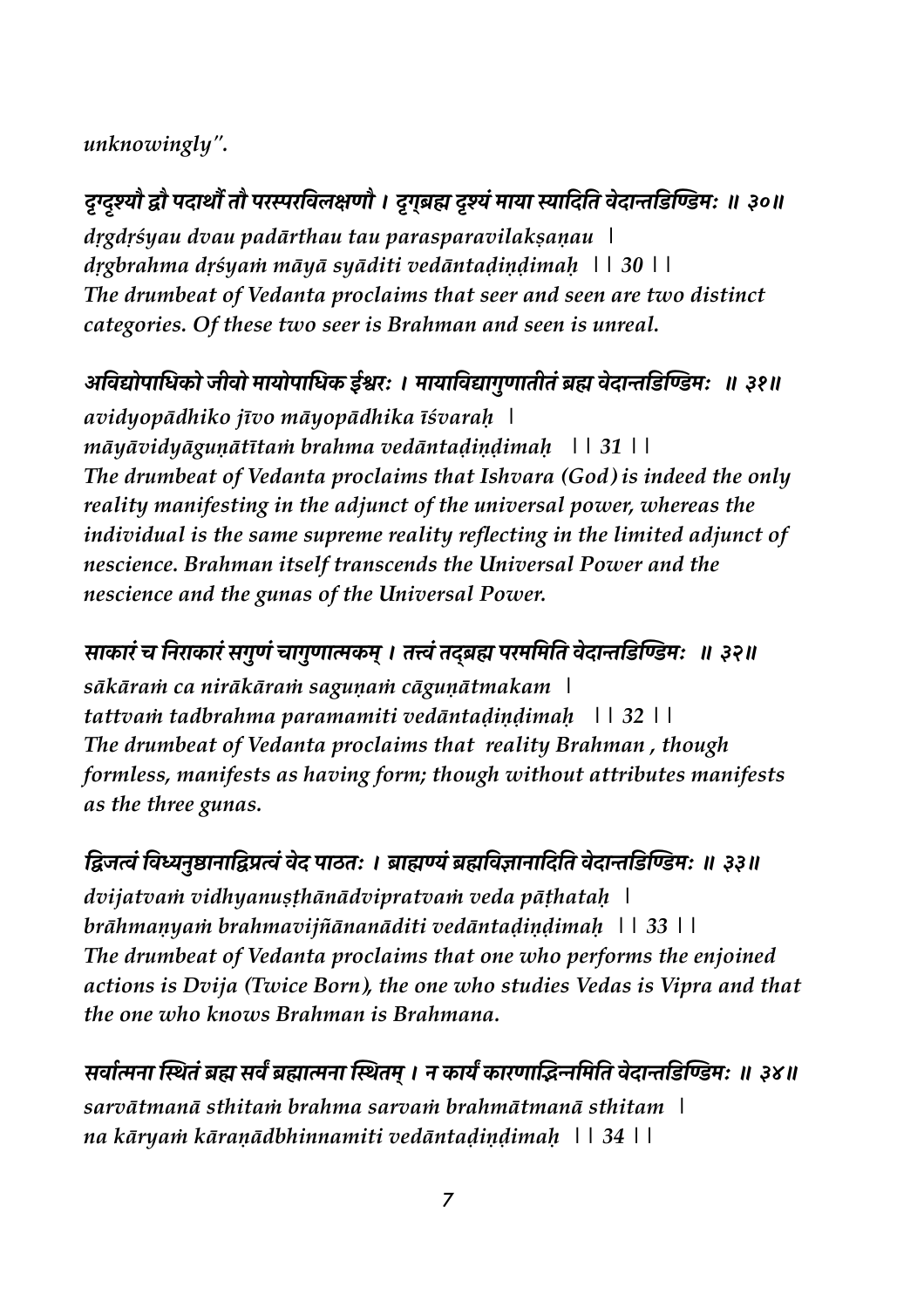*unknowingly".*

***दृग्दृश्यौ द्वौ पदार्थौ तौ परस्परविलक्षणौ । दृग्ब्रह्म दृश्यं माया स्यादिति वेदान्तडिण्डिमः ॥ ३०॥***

***dṛgdṛśyau dvau padārthau tau parasparavilakṣaṇau |***
***dṛgbrahma dṛśyaṁ māyā syāditi vedāntaḍiṇḍimaḥ || 30 ||***
***The drumbeat of Vedanta proclaims that seer and seen are two distinct categories. Of these two seer is Brahman and seen is unreal.***

***अविद्योपाधिको जीवो मायोपाधिक ईश्वरः । मायाविद्यागुणातीतं ब्रह्म वेदान्तडिण्डिमः ॥ ३१॥***

***avidyopādhiko jīvo māyopādhika īśvaraḥ |***
***māyāvidyāguṇātītaṁ brahma vedāntaḍiṇḍimaḥ || 31 ||***
***The drumbeat of Vedanta proclaims that Ishvara (God) is indeed the only reality manifesting in the adjunct of the universal power, whereas the individual is the same supreme reality reflecting in the limited adjunct of nescience. Brahman itself transcends the Universal Power and the nescience and the gunas of the Universal Power.***

***साकारं च निराकारं सगुणं चागुणात्मकम् । तत्त्वं तद्ब्रह्म परममिति वेदान्तडिण्डिमः ॥ ३२॥***

***sākāraṁ ca nirākāraṁ saguṇaṁ cāguṇātmakam |***
***tattvaṁ tadbrahma paramamiti vedāntaḍiṇḍimaḥ || 32 ||***
***The drumbeat of Vedanta proclaims that reality Brahman , though formless, manifests as having form; though without attributes manifests as the three gunas.***

***द्विजत्वं विध्यनुष्ठानाद्विप्रत्वं वेद पाठतः । ब्राह्मण्यं ब्रह्मविज्ञानादिति वेदान्तडिण्डिमः ॥ ३३॥***

***dvijatvaṁ vidhyanuṣṭhānādvipratvaṁ veda pāṭhataḥ |***
***brāhmaṇyaṁ brahmavijñānanāditi vedāntaḍiṇḍimaḥ || 33 ||***
***The drumbeat of Vedanta proclaims that one who performs the enjoined actions is Dvija (Twice Born), the one who studies Vedas is Vipra and that the one who knows Brahman is Brahmana.***

***सर्वात्मना स्थितं ब्रह्म सर्वं ब्रह्मात्मना स्थितम् । न कार्यं कारणाद्भिन्नमिति वेदान्तडिण्डिमः ॥ ३४॥***

***sarvātmanā sthitaṁ brahma sarvaṁ brahmātmanā sthitam |***
***na kāryaṁ kāraṇādbhinnamiti vedāntaḍiṇḍimaḥ || 34 ||***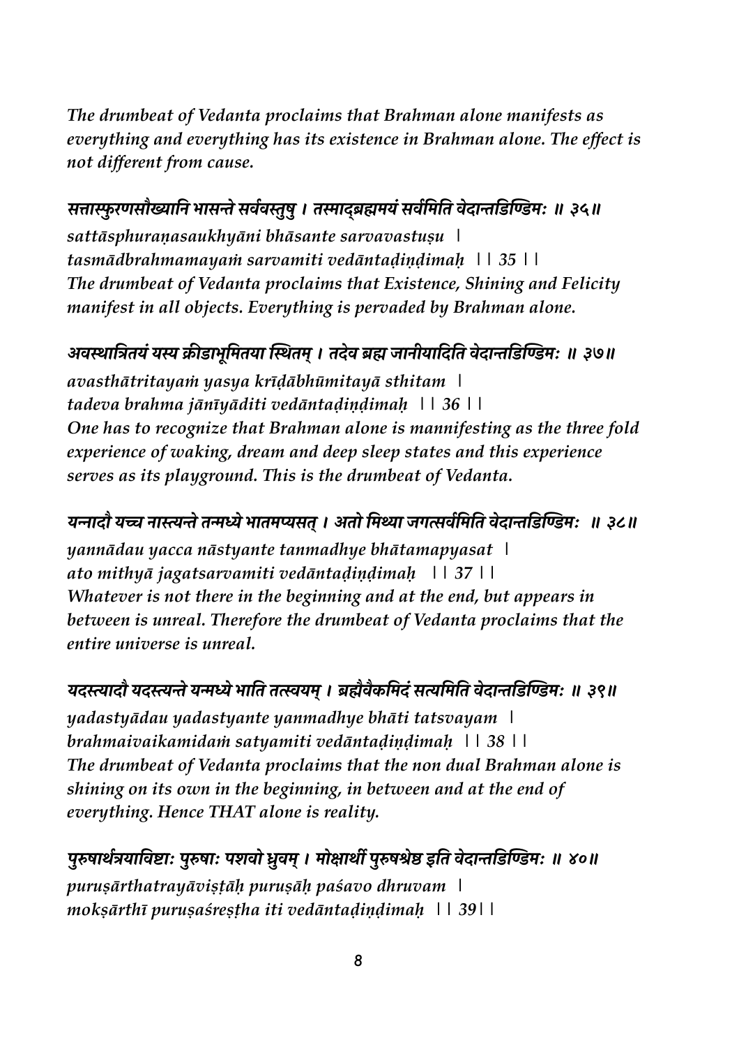*The drumbeat of Vedanta proclaims that Brahman alone manifests as everything and everything has its existence in Brahman alone. The effect is not different from cause.*

***सत्तास्फुरणसौख्यानि भासन्ते सर्ववस्तुषु । तस्माद्ब्रह्ममयं सर्वमिति वेदान्तडिण्डिमः ॥ ३६॥***

*sattāsphuraṇasaukhyāni bhāsante sarvavastuṣu |*
*tasmādbrahmamayaṁ sarvamiti vedāntaḍiṇḍimaḥ || 35 ||*
*The drumbeat of Vedanta proclaims that Existence, Shining and Felicity manifest in all objects. Everything is pervaded by Brahman alone.*

***अवस्थात्रितयं यस्य क्रीडाभूमितया स्थितम् । तदेव ब्रह्म जानीयादिति वेदान्तडिण्डिमः ॥ ३७॥***

*avasthātritayaṁ yasya krīḍābhūmitayā sthitam |*
*tadeva brahma jānīyāditi vedāntaḍiṇḍimaḥ || 36 ||*
*One has to recognize that Brahman alone is mannifesting as the three fold experience of waking, dream and deep sleep states and this experience serves as its playground. This is the drumbeat of Vedanta.*

***यन्नादौ यच्च नास्त्यन्ते तन्मध्ये भातमप्यसत् । अतो मिथ्या जगत्सर्वमिति वेदान्तडिण्डिमः ॥ ३८॥***

*yannādau yacca nāstyante tanmadhye bhātamapyasat |*
*ato mithyā jagatsarvamiti vedāntaḍiṇḍimaḥ || 37 ||*
*Whatever is not there in the beginning and at the end, but appears in between is unreal. Therefore the drumbeat of Vedanta proclaims that the entire universe is unreal.*

***यदस्त्यादौ यदस्त्यन्ते यन्मध्ये भाति तत्स्वयम् । ब्रह्मैवैकमिदं सत्यमिति वेदान्तडिण्डिमः ॥ ३९॥***

*yadastyādau yadastyante yanmadhye bhāti tatsvayam |*
*brahmaivaikamidaṁ satyamiti vedāntaḍiṇḍimaḥ || 38 ||*
*The drumbeat of Vedanta proclaims that the non dual Brahman alone is shining on its own in the beginning, in between and at the end of everything. Hence THAT alone is reality.*

***पुरुषार्थत्रयाविष्टाः पुरुषाः पशवो ध्रुवम् । मोक्षार्थी पुरुषश्रेष्ठ इति वेदान्तडिण्डिमः ॥ ४०॥***

*puruṣārthatrayāviṣṭāḥ puruṣāḥ paśavo dhruvam |*
*mokṣārthī puruṣaśreṣṭha iti vedāntaḍiṇḍimaḥ || 39||*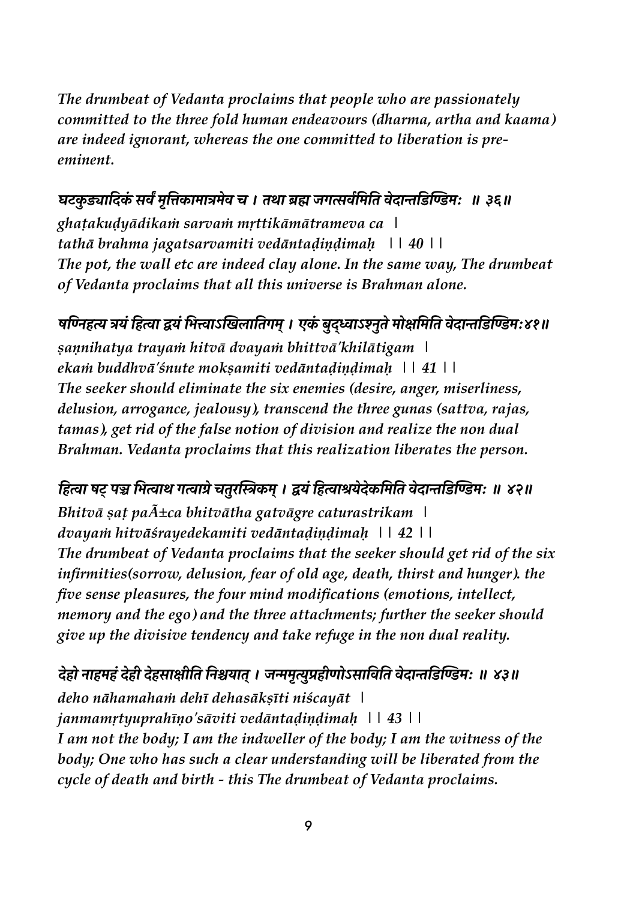*The drumbeat of Vedanta proclaims that people who are passionately committed to the three fold human endeavours (dharma, artha and kaama) are indeed ignorant, whereas the one committed to liberation is pre-eminent.*

***घटकुड्यादिकं सर्वं मृत्तिकामात्रमेव च । तथा ब्रह्म जगत्सर्वमिति वेदान्तडिण्डिमः ॥ ३६॥***

*ghaṭakuḍyādikaṁ sarvaṁ mṛttikāmātrameva ca |*
*tathā brahma jagatsarvamiti vedāntaḍiṇḍimaḥ || 40 ||*
*The pot, the wall etc are indeed clay alone. In the same way, The drumbeat of Vedanta proclaims that all this universe is Brahman alone.*

***षण्निहत्य त्रयं हित्वा द्वयं भित्त्वाऽखिलातिगम् । एकं बुद्ध्वाऽश्नुते मोक्षमिति वेदान्तडिण्डिमः४१॥***

*ṣaṇnihatya trayaṁ hitvā dvayaṁ bhittvā'khilātigam |*
*ekaṁ buddhvā'śnute mokṣamiti vedāntaḍiṇḍimaḥ || 41 ||*
*The seeker should eliminate the six enemies (desire, anger, miserliness, delusion, arrogance, jealousy), transcend the three gunas (sattva, rajas, tamas), get rid of the false notion of division and realize the non dual Brahman. Vedanta proclaims that this realization liberates the person.*

***हित्वा षट् पञ्च भित्वाथ गत्वाग्रे चतुरस्त्रिकम् । द्वयं हित्वाश्रयेदेकमिति वेदान्तडिण्डिमः ॥ ४२॥***

*Bhitvā ṣaṭ paÃ±ca bhitvātha gatvāgre caturastrikam |*
*dvayaṁ hitvāśrayedekamiti vedāntaḍiṇḍimaḥ || 42 ||*
*The drumbeat of Vedanta proclaims that the seeker should get rid of the six infirmities(sorrow, delusion, fear of old age, death, thirst and hunger). the five sense pleasures, the four mind modifications (emotions, intellect, memory and the ego) and the three attachments; further the seeker should give up the divisive tendency and take refuge in the non dual reality.*

***देहो नाहमहं देही देहसाक्षीति निश्चयात् । जन्ममृत्युप्रहीणोऽसाविति वेदान्तडिण्डिमः ॥ ४३॥***

*deho nāhamahaṁ dehī dehasākṣīti niścayāt |*
*janmamṛtyuprahīṇo'sāviti vedāntaḍiṇḍimaḥ || 43 ||*
*I am not the body; I am the indweller of the body; I am the witness of the body; One who has such a clear understanding will be liberated from the cycle of death and birth - this The drumbeat of Vedanta proclaims.*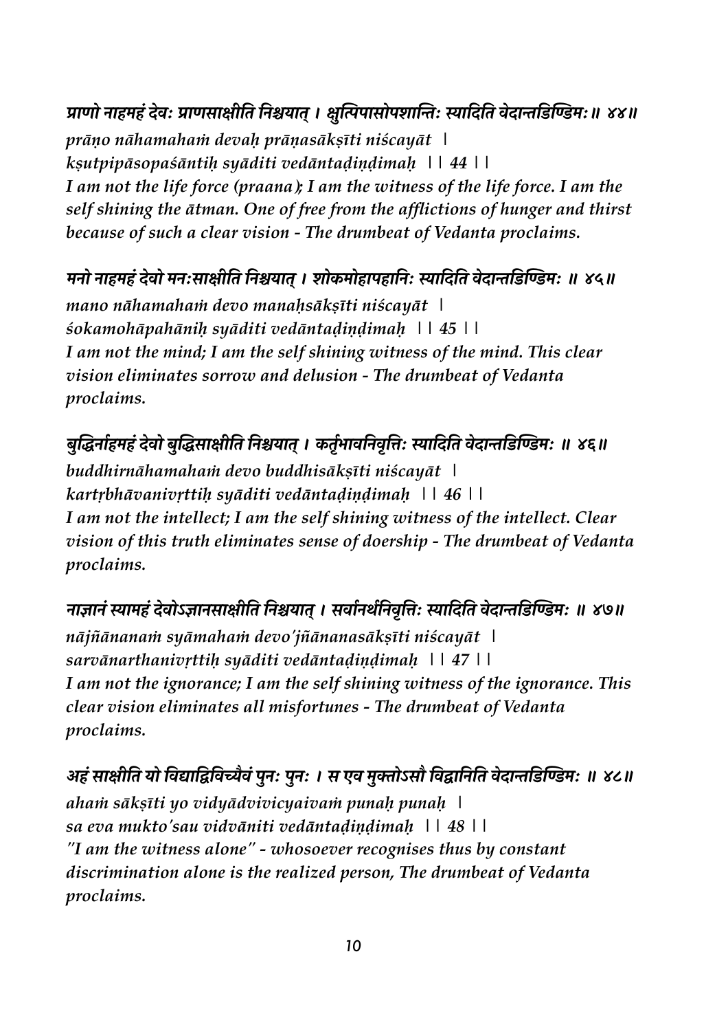***प्राणो नाहमहं देवः प्राणसाक्षीति निश्चयात् । क्षुत्पिपासोपशान्तिः स्यादिति वेदान्तडिण्डिमः॥ ४४॥***

*prāṇo nāhamahaṁ devaḥ prāṇasākṣīti niścayāt |*
*kṣutpipāsopaśāntiḥ syāditi vedāntaḍiṇḍimaḥ || 44 ||*
*I am not the life force (praana); I am the witness of the life force. I am the self shining the ātman. One of free from the afflictions of hunger and thirst because of such a clear vision - The drumbeat of Vedanta proclaims.*

***मनो नाहमहं देवो मनःसाक्षीति निश्चयात् । शोकमोहापहानिः स्यादिति वेदान्तडिण्डिमः ॥ ४५॥***

*mano nāhamahaṁ devo manaḥsākṣīti niścayāt |*
*śokamohāpahāniḥ syāditi vedāntaḍiṇḍimaḥ || 45 ||*
*I am not the mind; I am the self shining witness of the mind. This clear vision eliminates sorrow and delusion - The drumbeat of Vedanta proclaims.*

***बुद्धिर्नाहमहं देवो बुद्धिसाक्षीति निश्चयात् । कर्तृभावनिवृत्तिः स्यादिति वेदान्तडिण्डिमः ॥ ४६॥***

*buddhirnāhamahaṁ devo buddhisākṣīti niścayāt |*
*kartṛbhāvanivṛttiḥ syāditi vedāntaḍiṇḍimaḥ || 46 ||*
*I am not the intellect; I am the self shining witness of the intellect. Clear vision of this truth eliminates sense of doership - The drumbeat of Vedanta proclaims.*

***नाज्ञानं स्यामहं देवोऽज्ञानसाक्षीति निश्चयात् । सर्वानर्थनिवृत्तिः स्यादिति वेदान्तडिण्डिमः ॥ ४७॥***

*nājñānanaṁ syāmahaṁ devo'jñānanasākṣīti niścayāt |*
*sarvānarthanivṛttiḥ syāditi vedāntaḍiṇḍimaḥ || 47 ||*
*I am not the ignorance; I am the self shining witness of the ignorance. This clear vision eliminates all misfortunes - The drumbeat of Vedanta proclaims.*

***अहं साक्षीति यो विद्याद्विविच्यैवं पुनः पुनः । स एव मुक्तोऽसौ विद्वानिति वेदान्तडिण्डिमः ॥ ४८॥***

*ahaṁ sākṣīti yo vidyādvivicyaivaṁ punaḥ punaḥ |*
*sa eva mukto'sau vidvāniti vedāntaḍiṇḍimaḥ || 48 ||*
*"I am the witness alone" - whosoever recognises thus by constant discrimination alone is the realized person, The drumbeat of Vedanta proclaims.*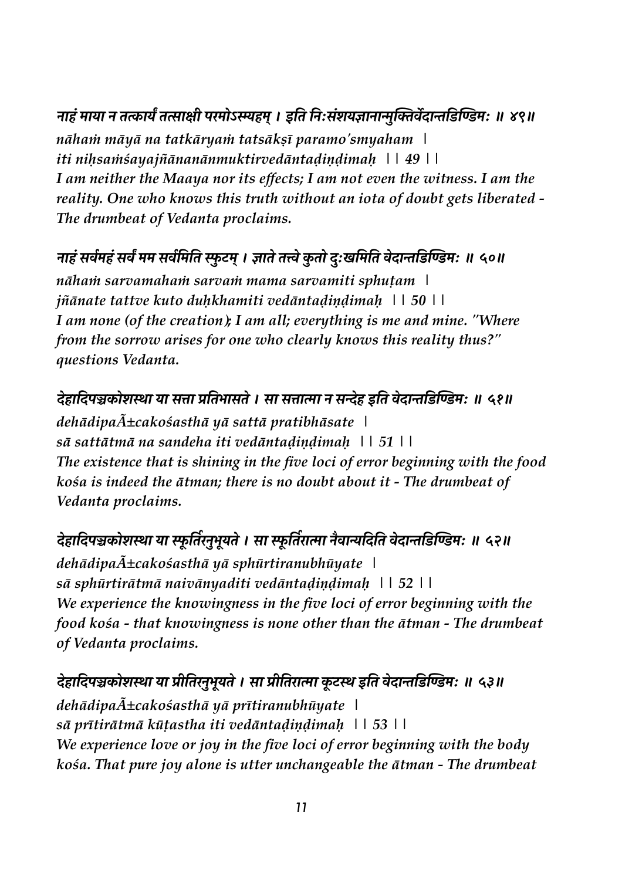*नाहं माया न तत्कार्यं तत्साक्षी परमोऽस्म्यहम् । इति निःसंशयज्ञानान्मुक्तिर्वेदान्तडिण्डिमः ॥ ४९॥*
*nāhaṁ māyā na tatkāryaṁ tatsākṣī paramo'smyaham |*
*iti niḥsaṁśayajñānanānmuktirvedāntaḍiṇḍimaḥ || 49 ||*
*I am neither the Maaya nor its effects; I am not even the witness. I am the reality. One who knows this truth without an iota of doubt gets liberated - The drumbeat of Vedanta proclaims.*

*नाहं सर्वमहं सर्वं मम सर्वमिति स्फुटम् । ज्ञाते तत्त्वे कुतो दुःखमिति वेदान्तडिण्डिमः ॥ ५०॥*
*nāhaṁ sarvamahaṁ sarvaṁ mama sarvamiti sphuṭam |*
*jñānate tattve kuto duḥkhamiti vedāntaḍiṇḍimaḥ || 50 ||*
*I am none (of the creation); I am all; everything is me and mine. "Where from the sorrow arises for one who clearly knows this reality thus?" questions Vedanta.*

*देहादिपञ्चकोशस्था या सत्ता प्रतिभासते । सा सत्तात्मा न सन्देह इति वेदान्तडिण्डिमः ॥ ५१॥*
*dehādipaÃ±cakośasthā yā sattā pratibhāsate |*
*sā sattātmā na sandeha iti vedāntaḍiṇḍimaḥ || 51 ||*
*The existence that is shining in the five loci of error beginning with the food kośa is indeed the ātman; there is no doubt about it - The drumbeat of Vedanta proclaims.*

*देहादिपञ्चकोशस्था या स्फूर्तिरनुभूयते । सा स्फूर्तिरात्मा नैवान्यदिति वेदान्तडिण्डिमः ॥ ५२॥*
*dehādipaÃ±cakośasthā yā sphūrtiranubhūyate |*
*sā sphūrtirātmā naivānyaditi vedāntaḍiṇḍimaḥ || 52 ||*
*We experience the knowingness in the five loci of error beginning with the food kośa - that knowingness is none other than the ātman - The drumbeat of Vedanta proclaims.*

*देहादिपञ्चकोशस्था या प्रीतिरनुभूयते । सा प्रीतिरात्मा कूटस्थ इति वेदान्तडिण्डिमः ॥ ५३॥*
*dehādipaÃ±cakośasthā yā prītiranubhūyate |*
*sā prītirātmā kūṭastha iti vedāntaḍiṇḍimaḥ || 53 ||*
*We experience love or joy in the five loci of error beginning with the body kośa. That pure joy alone is utter unchangeable the ātman - The drumbeat*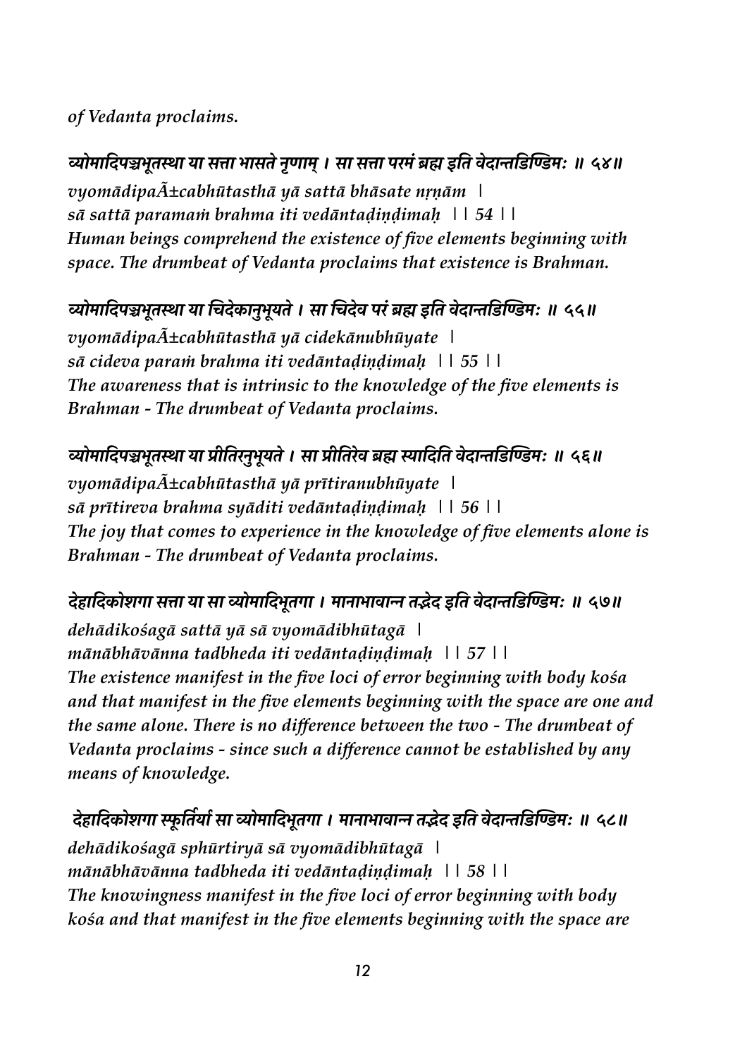*of Vedanta proclaims.*

***व्योमादिपञ्चभूतस्था या सत्ता भासते नृणाम् । सा सत्ता परमं ब्रह्म इति वेदान्तडिण्डिमः ॥ ५४॥***

*vyomādipaÃ±cabhūtasthā yā sattā bhāsate nṛṇām |*
*sā sattā paramaṁ brahma iti vedāntaḍiṇḍimaḥ || 54 ||*
***Human beings comprehend the existence of five elements beginning with space. The drumbeat of Vedanta proclaims that existence is Brahman.***

***व्योमादिपञ्चभूतस्था या चिदेकानुभूयते । सा चिदेव परं ब्रह्म इति वेदान्तडिण्डिमः ॥ ५५॥***

*vyomādipaÃ±cabhūtasthā yā cidekānubhūyate |*
*sā cideva paraṁ brahma iti vedāntaḍiṇḍimaḥ || 55 ||*
***The awareness that is intrinsic to the knowledge of the five elements is Brahman - The drumbeat of Vedanta proclaims.***

***व्योमादिपञ्चभूतस्था या प्रीतिरनुभूयते । सा प्रीतिरेव ब्रह्म स्यादिति वेदान्तडिण्डिमः ॥ ५६॥***

*vyomādipaÃ±cabhūtasthā yā prītiranubhūyate |*
*sā prītireva brahma syāditi vedāntaḍiṇḍimaḥ || 56 ||*
***The joy that comes to experience in the knowledge of five elements alone is Brahman - The drumbeat of Vedanta proclaims.***

***देहादिकोशगा सत्ता या सा व्योमादिभूतगा । मानाभावान्न तद्भेद इति वेदान्तडिण्डिमः ॥ ५७॥***

*dehādikośagā sattā yā sā vyomādibhūtagā |*
*mānābhāvānna tadbheda iti vedāntaḍiṇḍimaḥ || 57 ||*
***The existence manifest in the five loci of error beginning with body kośa and that manifest in the five elements beginning with the space are one and the same alone. There is no difference between the two - The drumbeat of Vedanta proclaims - since such a difference cannot be established by any means of knowledge.***

***देहादिकोशगा स्फूर्तिर्या सा व्योमादिभूतगा । मानाभावान्न तद्भेद इति वेदान्तडिण्डिमः ॥ ५८॥***

*dehādikośagā sphūrtiryā sā vyomādibhūtagā |*
*mānābhāvānna tadbheda iti vedāntaḍiṇḍimaḥ || 58 ||*
***The knowingness manifest in the five loci of error beginning with body kośa and that manifest in the five elements beginning with the space are***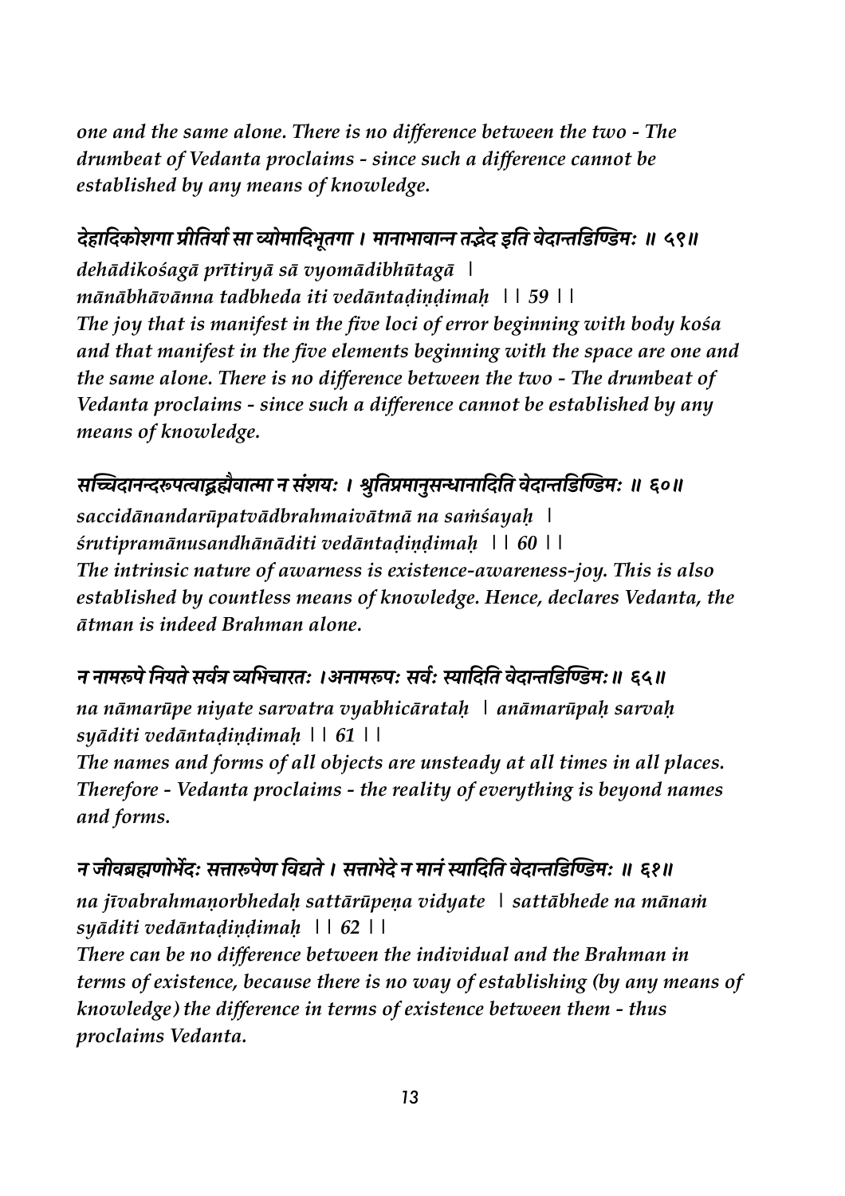*one and the same alone. There is no difference between the two - The drumbeat of Vedanta proclaims - since such a difference cannot be established by any means of knowledge.*

***देहादिकोशगा प्रीतिर्या सा व्योमादिभूतगा । मानाभावान्न तद्भेद इति वेदान्तडिण्डिमः ॥ ५९॥***

***dehādikośagā prītiryā sā vyomādibhūtagā |***
***mānābhāvānna tadbheda iti vedāntaḍiṇḍimaḥ || 59 ||***

*The joy that is manifest in the five loci of error beginning with body kośa and that manifest in the five elements beginning with the space are one and the same alone. There is no difference between the two - The drumbeat of Vedanta proclaims - since such a difference cannot be established by any means of knowledge.*

***सच्चिदानन्दरूपत्वाद्ब्रह्मैवात्मा न संशयः । श्रुतिप्रमानुसन्धानादिति वेदान्तडिण्डिमः ॥ ६०॥***

***saccidānandarūpatvādbrahmaivātmā na saṁśayaḥ |***
***śrutipramānusandhānāditi vedāntaḍiṇḍimaḥ || 60 ||***

*The intrinsic nature of awarness is existence-awareness-joy. This is also established by countless means of knowledge. Hence, declares Vedanta, the ātman is indeed Brahman alone.*

***न नामरूपे नियते सर्वत्र व्यभिचारतः ।अनामरूपः सर्वः स्यादिति वेदान्तडिण्डिमः॥ ६५॥***

***na nāmarūpe niyate sarvatra vyabhicārataḥ | anāmarūpaḥ sarvaḥ syāditi vedāntaḍiṇḍimaḥ || 61 ||***

*The names and forms of all objects are unsteady at all times in all places. Therefore - Vedanta proclaims - the reality of everything is beyond names and forms.*

***न जीवब्रह्मणोर्भेदः सत्तारूपेण विद्यते । सत्ताभेदे न मानं स्यादिति वेदान्तडिण्डिमः ॥ ६१॥***

***na jīvabrahmaṇorbhedaḥ sattārūpeṇa vidyate | sattābhede na mānaṁ syāditi vedāntaḍiṇḍimaḥ || 62 ||***

*There can be no difference between the individual and the Brahman in terms of existence, because there is no way of establishing (by any means of knowledge) the difference in terms of existence between them - thus proclaims Vedanta.*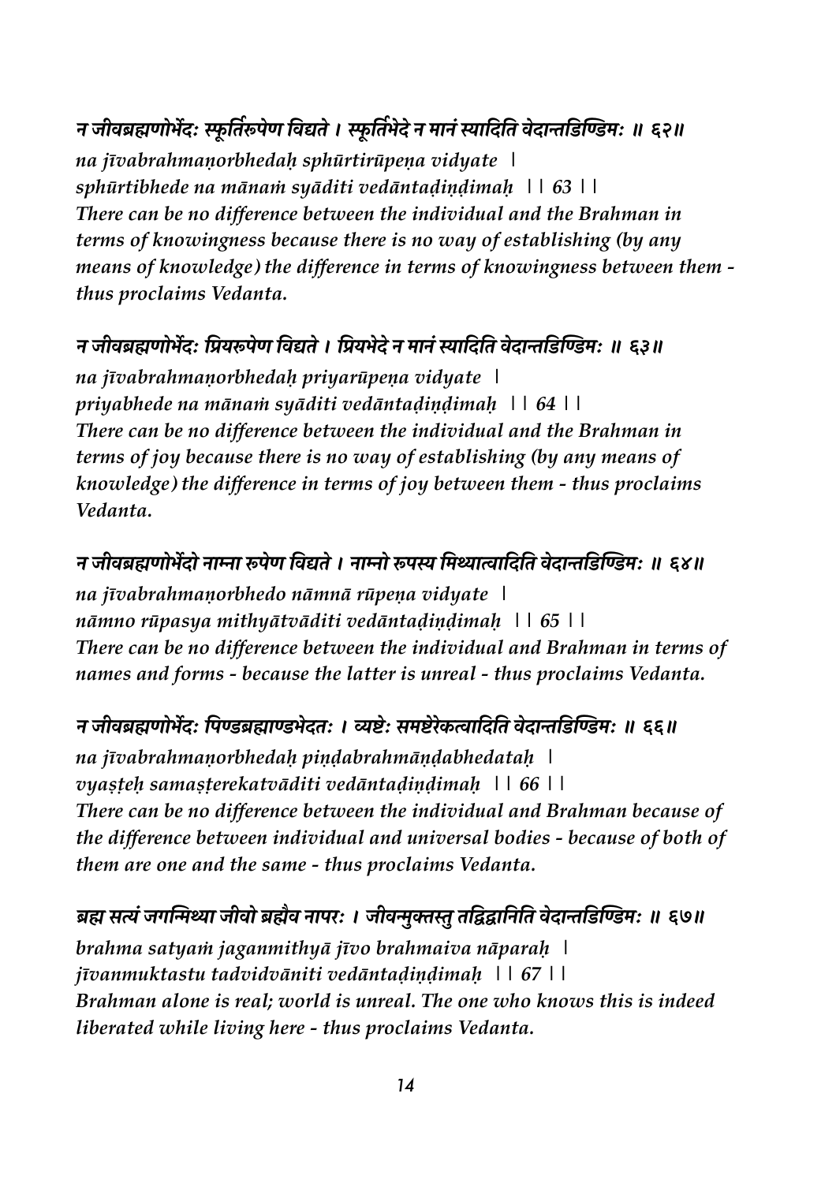***न जीवब्रह्मणोर्भेदः स्फूर्तिरूपेण विद्यते । स्फूर्तिभेदे न मानं स्यादिति वेदान्तडिण्डिमः ॥ ६२॥***

*na jīvabrahmaṇorbhedaḥ sphūrtirūpeṇa vidyate |*
*sphūrtibhede na mānaṁ syāditi vedāntaḍiṇḍimaḥ || 63 ||*
*There can be no difference between the individual and the Brahman in terms of knowingness because there is no way of establishing (by any means of knowledge) the difference in terms of knowingness between them - thus proclaims Vedanta.*

***न जीवब्रह्मणोर्भेदः प्रियरूपेण विद्यते । प्रियभेदे न मानं स्यादिति वेदान्तडिण्डिमः ॥ ६३॥***

*na jīvabrahmaṇorbhedaḥ priyarūpeṇa vidyate |*
*priyabhede na mānaṁ syāditi vedāntaḍiṇḍimaḥ || 64 ||*
*There can be no difference between the individual and the Brahman in terms of joy because there is no way of establishing (by any means of knowledge) the difference in terms of joy between them - thus proclaims Vedanta.*

***न जीवब्रह्मणोर्भेदो नाम्ना रूपेण विद्यते । नाम्नो रूपस्य मिथ्यात्वादिति वेदान्तडिण्डिमः ॥ ६४॥***

*na jīvabrahmaṇorbhedo nāmnā rūpeṇa vidyate |*
*nāmno rūpasya mithyātvāditi vedāntaḍiṇḍimaḥ || 65 ||*
*There can be no difference between the individual and Brahman in terms of names and forms - because the latter is unreal - thus proclaims Vedanta.*

***न जीवब्रह्मणोर्भेदः पिण्डब्रह्माण्डभेदतः । व्यष्टेः समष्टेरेकत्वादिति वेदान्तडिण्डिमः ॥ ६६॥***

*na jīvabrahmaṇorbhedaḥ piṇḍabrahmāṇḍabhedataḥ |*
*vyaṣṭeḥ samaṣṭerekatvāditi vedāntaḍiṇḍimaḥ || 66 ||*
*There can be no difference between the individual and Brahman because of the difference between individual and universal bodies - because of both of them are one and the same - thus proclaims Vedanta.*

***ब्रह्म सत्यं जगन्मिथ्या जीवो ब्रह्मैव नापरः । जीवन्मुक्तस्तु तद्विद्वानिति वेदान्तडिण्डिमः ॥ ६७॥***

*brahma satyaṁ jaganmithyā jīvo brahmaiva nāparaḥ |*
*jīvanmuktastu tadvidvāniti vedāntaḍiṇḍimaḥ || 67 ||*
*Brahman alone is real; world is unreal. The one who knows this is indeed liberated while living here - thus proclaims Vedanta.*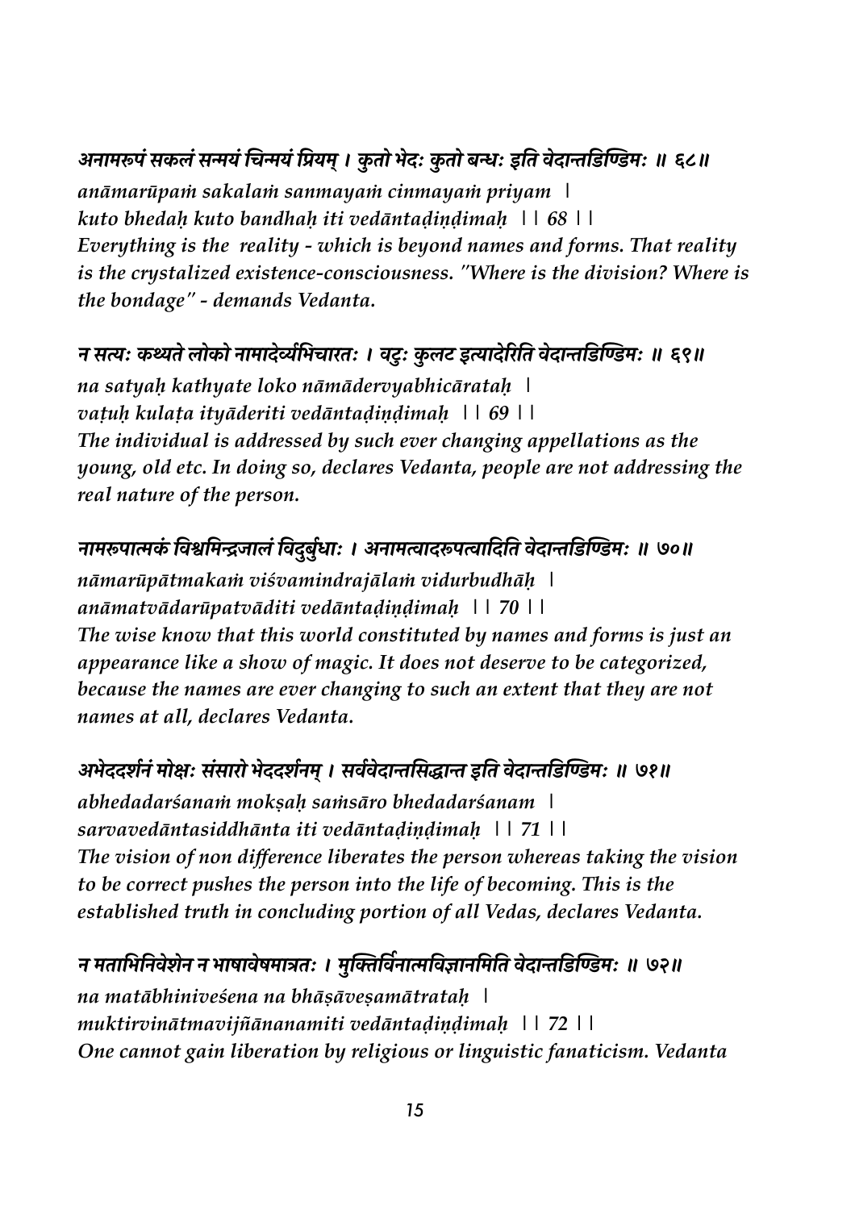***अनामरूपं सकलं सन्मयं चिन्मयं प्रियम् । कुतो भेदः कुतो बन्धः इति वेदान्तडिण्डिमः ॥ ६८॥***

*anāmarūpaṁ sakalaṁ sanmayaṁ cinmayaṁ priyam |*
*kuto bhedaḥ kuto bandhaḥ iti vedāntaḍiṇḍimaḥ || 68 ||*
*Everything is the reality - which is beyond names and forms. That reality is the crystalized existence-consciousness. "Where is the division? Where is the bondage" - demands Vedanta.*

***न सत्यः कथ्यते लोको नामादेर्व्यभिचारतः । वटुः कुलट इत्यादेरिति वेदान्तडिण्डिमः ॥ ६९॥***

*na satyaḥ kathyate loko nāmādervyabhicārataḥ |*
*vaṭuḥ kulaṭa ityāderiti vedāntaḍiṇḍimaḥ || 69 ||*
*The individual is addressed by such ever changing appellations as the young, old etc. In doing so, declares Vedanta, people are not addressing the real nature of the person.*

***नामरूपात्मकं विश्वमिन्द्रजालं विदुर्बुधाः । अनामत्वादरूपत्वादिति वेदान्तडिण्डिमः ॥ ७०॥***

*nāmarūpātmakaṁ viśvamindrajālaṁ vidurbudhāḥ |*
*anāmatvādarūpatvāditi vedāntaḍiṇḍimaḥ || 70 ||*
*The wise know that this world constituted by names and forms is just an appearance like a show of magic. It does not deserve to be categorized, because the names are ever changing to such an extent that they are not names at all, declares Vedanta.*

***अभेददर्शनं मोक्षः संसारो भेददर्शनम् । सर्ववेदान्तसिद्धान्त इति वेदान्तडिण्डिमः ॥ ७१॥***

*abhedadarśanaṁ mokṣaḥ saṁsāro bhedadarśanam |*
*sarvavedāntasiddhānta iti vedāntaḍiṇḍimaḥ || 71 ||*
*The vision of non difference liberates the person whereas taking the vision to be correct pushes the person into the life of becoming. This is the established truth in concluding portion of all Vedas, declares Vedanta.*

***न मताभिनिवेशेन न भाषावेषमात्रतः । मुक्तिर्विनात्मविज्ञानमिति वेदान्तडिण्डिमः ॥ ७२॥***

*na matābhiniveśena na bhāṣāveṣamātrataḥ |*
*muktirvinātmavijñānamiti vedāntaḍiṇḍimaḥ || 72 ||*
*One cannot gain liberation by religious or linguistic fanaticism. Vedanta*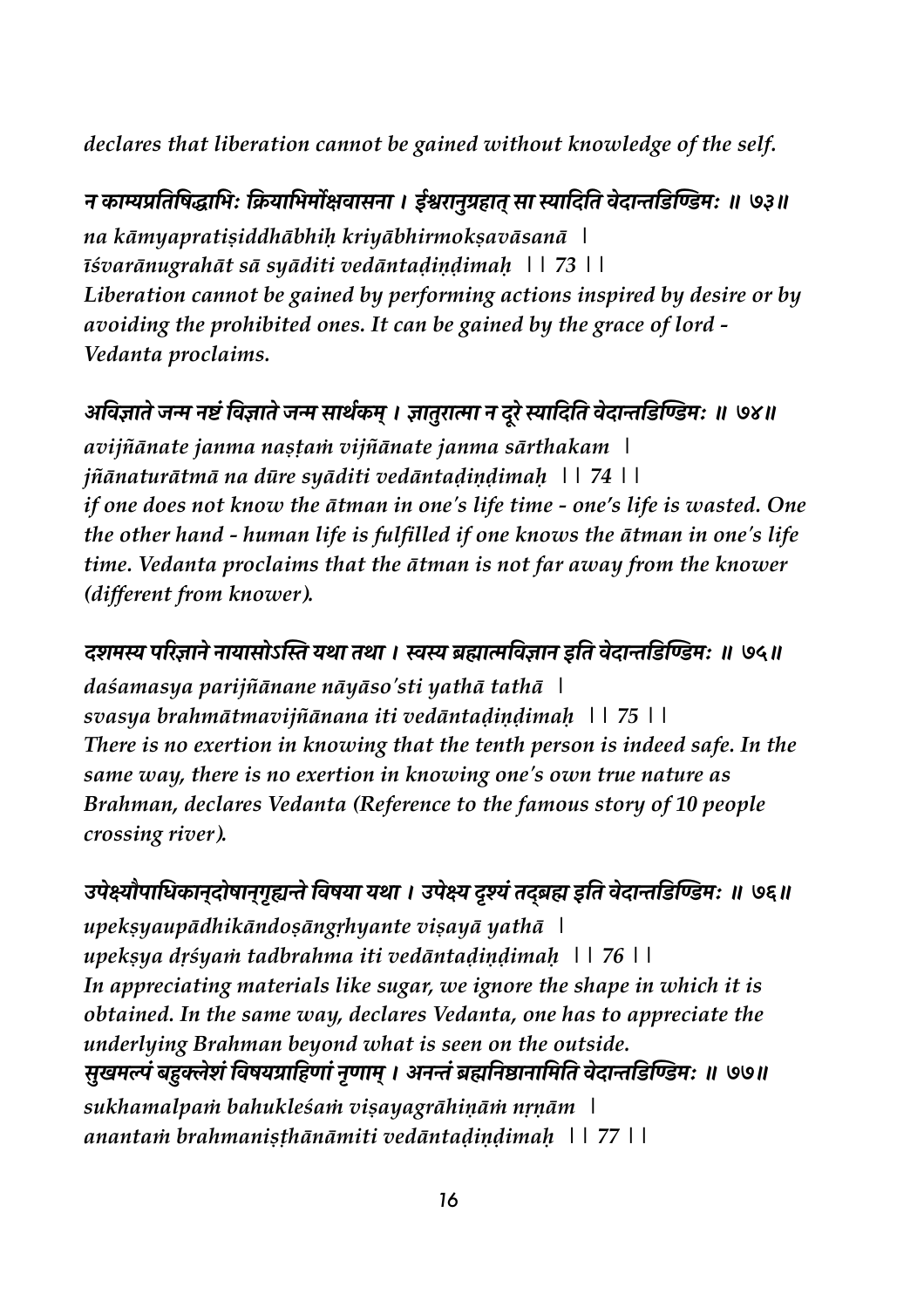*declares that liberation cannot be gained without knowledge of the self.*

***न काम्यप्रतिषिद्धाभिः क्रियाभिर्मोक्षवासना । ईश्वरानुग्रहात् सा स्यादिति वेदान्तडिण्डिमः ॥ ७३॥***

*na kāmyapratiṣiddhābhiḥ kriyābhirmokṣavāsanā |*
*īśvarānugrahāt sā syāditi vedāntaḍiṇḍimaḥ || 73 ||*
*Liberation cannot be gained by performing actions inspired by desire or by avoiding the prohibited ones. It can be gained by the grace of lord - Vedanta proclaims.*

***अविज्ञाते जन्म नष्टं विज्ञाते जन्म सार्थकम् । ज्ञातुरात्मा न दूरे स्यादिति वेदान्तडिण्डिमः ॥ ७४॥***

*avijñānate janma naṣṭaṁ vijñānate janma sārthakam |*
*jñānaturātmā na dūre syāditi vedāntaḍiṇḍimaḥ || 74 ||*
*if one does not know the ātman in one's life time - one's life is wasted. One the other hand - human life is fulfilled if one knows the ātman in one's life time. Vedanta proclaims that the ātman is not far away from the knower (different from knower).*

***दशमस्य परिज्ञाने नायासोऽस्ति यथा तथा । स्वस्य ब्रह्मात्मविज्ञान इति वेदान्तडिण्डिमः ॥ ७५॥***

*daśamasya parijñānane nāyāso'sti yathā tathā |*
*svasya brahmātmavijñānana iti vedāntaḍiṇḍimaḥ || 75 ||*
*There is no exertion in knowing that the tenth person is indeed safe. In the same way, there is no exertion in knowing one's own true nature as Brahman, declares Vedanta (Reference to the famous story of 10 people crossing river).*

***उपेक्ष्यौपाधिकान्दोषान्गृह्यन्ते विषया यथा । उपेक्ष्य दृश्यं तद्ब्रह्म इति वेदान्तडिण्डिमः ॥ ७६॥***

*upekṣyaupādhikāndoṣāngṛhyante viṣayā yathā |*
*upekṣya dṛśyaṁ tadbrahma iti vedāntaḍiṇḍimaḥ || 76 ||*
*In appreciating materials like sugar, we ignore the shape in which it is obtained. In the same way, declares Vedanta, one has to appreciate the underlying Brahman beyond what is seen on the outside.*

***सुखमल्पं बहुक्लेशं विषयग्राहिणां नृणाम् । अनन्तं ब्रह्मनिष्ठानामिति वेदान्तडिण्डिमः ॥ ७७॥***

*sukhamalpaṁ bahukleśaṁ viṣayagrāhiṇāṁ nṛṇām |*
*anantaṁ brahmaniṣṭhānāmiti vedāntaḍiṇḍimaḥ || 77 ||*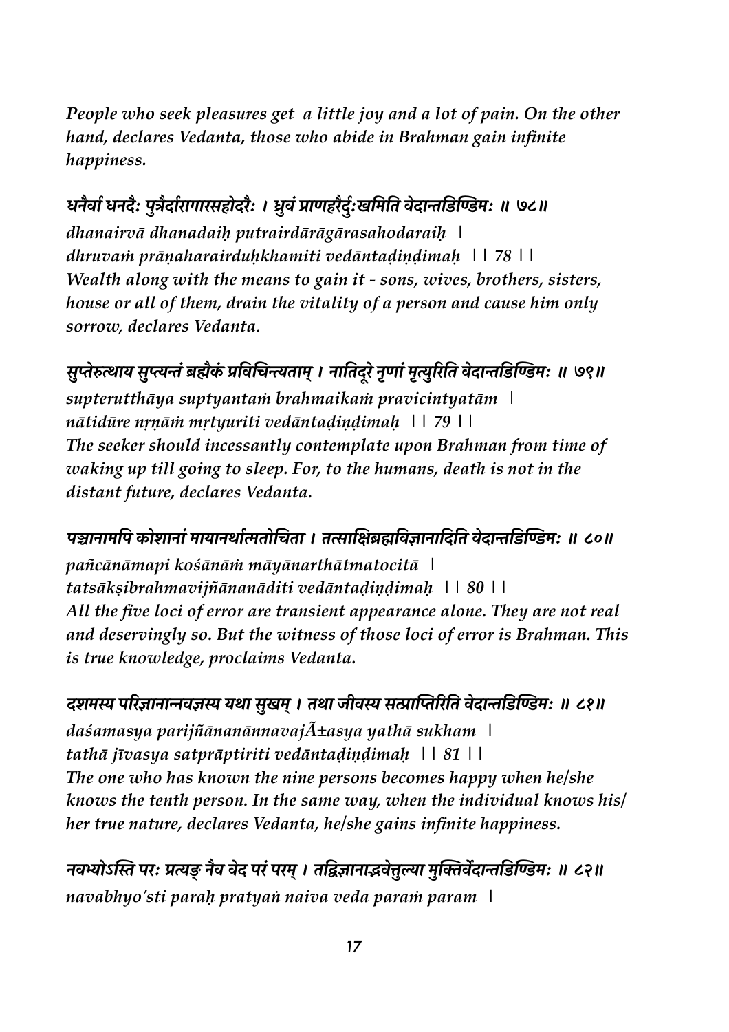*People who seek pleasures get a little joy and a lot of pain. On the other hand, declares Vedanta, those who abide in Brahman gain infinite happiness.*

***धनैर्वा धनदैः पुत्रैर्दारागारसहोदरैः । ध्रुवं प्राणहरैर्दुःखमिति वेदान्तडिण्डिमः ॥ ७८॥***

*dhanairvā dhanadaiḥ putrairdārāgārasahodaraiḥ |*
*dhruvaṁ prāṇaharairduḥkhamiti vedāntaḍiṇḍimaḥ || 78 ||*
*Wealth along with the means to gain it - sons, wives, brothers, sisters, house or all of them, drain the vitality of a person and cause him only sorrow, declares Vedanta.*

***सुप्तेरुत्थाय सुप्त्यन्तं ब्रह्मैकं प्रविचिन्त्यताम् । नातिदूरे नृणां मृत्युरिति वेदान्तडिण्डिमः ॥ ७९॥***

*supterutthāya suptyantaṁ brahmaikaṁ pravicintyatām |*
*nātidūre nṛṇāṁ mṛtyuriti vedāntaḍiṇḍimaḥ || 79 ||*
*The seeker should incessantly contemplate upon Brahman from time of waking up till going to sleep. For, to the humans, death is not in the distant future, declares Vedanta.*

***पञ्चानामपि कोशानां मायानर्थात्मतोचिता । तत्साक्षिब्रह्मविज्ञानादिति वेदान्तडिण्डिमः ॥ ८०॥***

*pañcānāmapi kośānāṁ māyānarthātmatocitā |*
*tatsākṣibrahmavijñānanāditi vedāntaḍiṇḍimaḥ || 80 ||*
*All the five loci of error are transient appearance alone. They are not real and deservingly so. But the witness of those loci of error is Brahman. This is true knowledge, proclaims Vedanta.*

***दशमस्य परिज्ञानान्नवज्ञस्य यथा सुखम् । तथा जीवस्य सत्प्राप्तिरिति वेदान्तडिण्डिमः ॥ ८१॥***

*daśamasya parijñānanānnavajÃ±asya yathā sukham |*
*tathā jīvasya satprāptiriti vedāntaḍiṇḍimaḥ || 81 ||*
*The one who has known the nine persons becomes happy when he/she knows the tenth person. In the same way, when the individual knows his/her true nature, declares Vedanta, he/she gains infinite happiness.*

***नवभ्योऽस्ति परः प्रत्यङ् नैव वेद परं परम् । तद्विज्ञानाद्भवेत्तुल्या मुक्तिर्वेदान्तडिण्डिमः ॥ ८२॥***

*navabhyo'sti paraḥ pratyaṅ naiva veda paraṁ param |*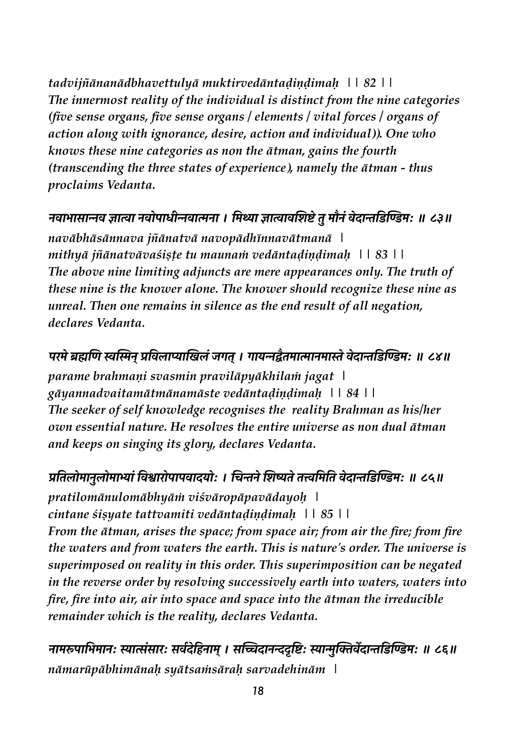*tadvijñānanādbhavettulyā muktirvedāntaḍiṇḍimaḥ || 82 ||*
***The innermost reality of the individual is distinct from the nine categories (five sense organs, five sense organs / elements / vital forces / organs of action along with ignorance, desire, action and individual)). One who knows these nine categories as non the ātman, gains the fourth (transcending the three states of experience), namely the ātman - thus proclaims Vedanta.***

***नवाभासान्नव ज्ञात्वा नवोपाधीन्नवात्मना । मिथ्या ज्ञात्वावशिष्टे तु मौनं वेदान्तडिण्डिमः ॥ ८३॥***
*navābhāsānnava jñānatvā navopādhīnnavātmanā |*
*mithyā jñānatvāvaśiṣṭe tu maunaṁ vedāntaḍiṇḍimaḥ || 83 ||*
***The above nine limiting adjuncts are mere appearances only. The truth of these nine is the knower alone. The knower should recognize these nine as unreal. Then one remains in silence as the end result of all negation, declares Vedanta.***

***परमे ब्रह्मणि स्वस्मिन् प्रविलाप्याखिलं जगत् । गायन्नद्वैतमात्मानमास्ते वेदान्तडिण्डिमः ॥ ८४॥***
*parame brahmaṇi svasmin pravilāpyākhilaṁ jagat |*
*gāyannadvaitamātmānamāste vedāntaḍiṇḍimaḥ || 84 ||*
***The seeker of self knowledge recognises the reality Brahman as his/her own essential nature. He resolves the entire universe as non dual ātman and keeps on singing its glory, declares Vedanta.***

***प्रतिलोमानुलोमाभ्यां विश्वारोपापवादयोः । चिन्तने शिष्यते तत्त्वमिति वेदान्तडिण्डिमः ॥ ८५॥***
*pratilomānulomābhyāṁ viśvāropāpavādayoḥ |*
*cintane śiṣyate tattvamiti vedāntaḍiṇḍimaḥ || 85 ||*
***From the ātman, arises the space; from space air; from air the fire; from fire the waters and from waters the earth. This is nature's order. The universe is superimposed on reality in this order. This superimposition can be negated in the reverse order by resolving successively earth into waters, waters into fire, fire into air, air into space and space into the ātman the irreducible remainder which is the reality, declares Vedanta.***

***नामरूपाभिमानः स्यात्संसारः सर्वदेहिनाम् । सच्चिदानन्ददृष्टिः स्यान्मुक्तिर्वेदान्तडिण्डिमः ॥ ८६॥***
*nāmarūpābhimānaḥ syātsaṁsāraḥ sarvadehinām |*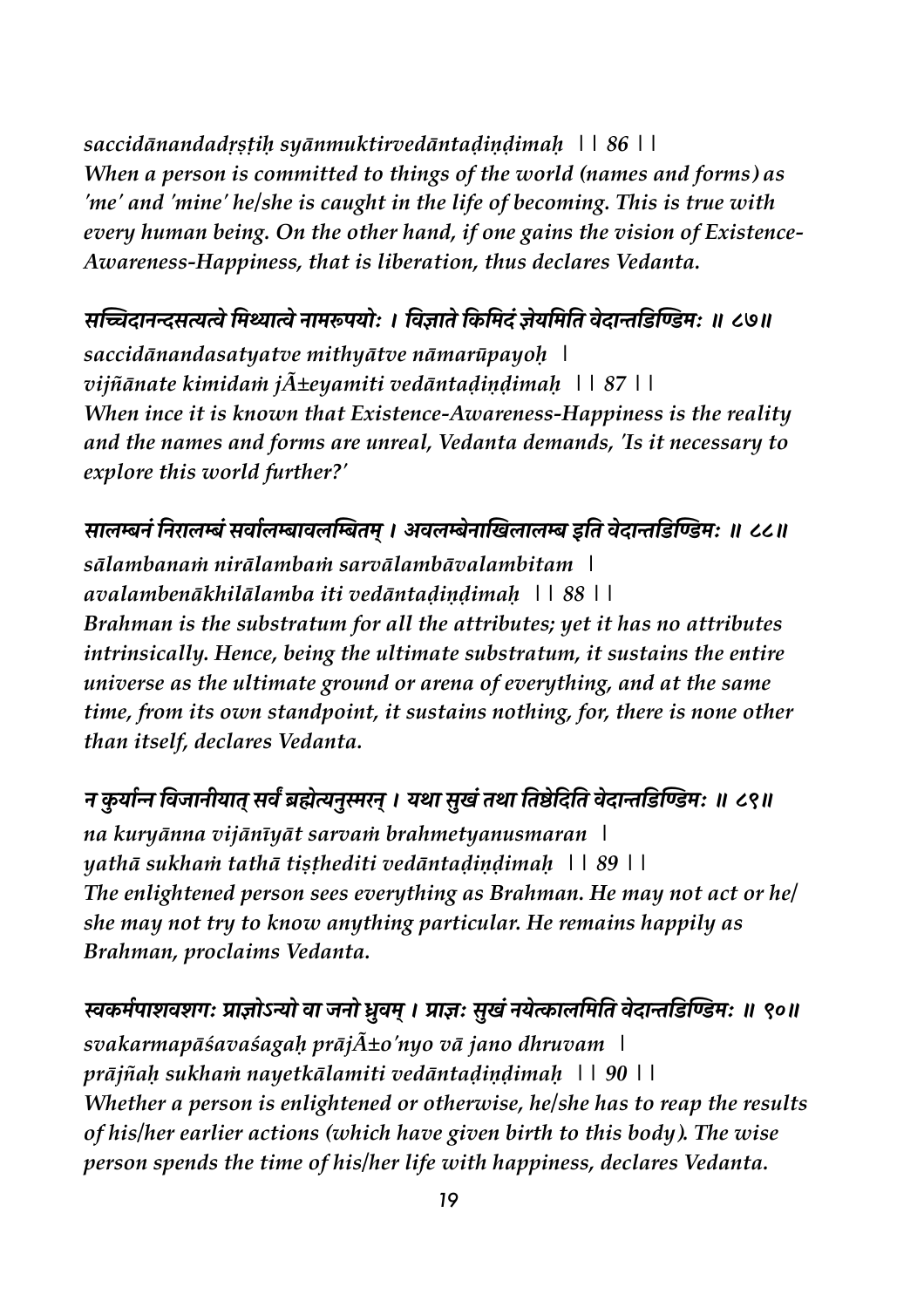*saccidānandadṛṣṭiḥ syānmuktirvedāntaḍiṇḍimaḥ || 86 ||*
***When a person is committed to things of the world (names and forms) as 'me' and 'mine' he/she is caught in the life of becoming. This is true with every human being. On the other hand, if one gains the vision of Existence-Awareness-Happiness, that is liberation, thus declares Vedanta.***

***सच्चिदानन्दसत्यत्वे मिथ्यात्वे नामरूपयोः । विज्ञाते किमिदं ज्ञेयमिति वेदान्तडिण्डिमः ॥ ८७॥***

*saccidānandasatyatve mithyātve nāmarūpayoḥ |*
*vijñānate kimidaṁ jÃ±eyamiti vedāntaḍiṇḍimaḥ || 87 ||*
***When ince it is known that Existence-Awareness-Happiness is the reality and the names and forms are unreal, Vedanta demands, 'Is it necessary to explore this world further?'***

***सालम्बनं निरालम्बं सर्वालम्बावलम्बितम् । अवलम्बेनाखिलालम्ब इति वेदान्तडिण्डिमः ॥ ८८॥***

*sālambanaṁ nirālambaṁ sarvālambāvalambitam |*
*avalambenākhilālamba iti vedāntaḍiṇḍimaḥ || 88 ||*
***Brahman is the substratum for all the attributes; yet it has no attributes intrinsically. Hence, being the ultimate substratum, it sustains the entire universe as the ultimate ground or arena of everything, and at the same time, from its own standpoint, it sustains nothing, for, there is none other than itself, declares Vedanta.***

***न कुर्यान्न विजानीयात् सर्वं ब्रह्मेत्यनुस्मरन् । यथा सुखं तथा तिष्ठेदिति वेदान्तडिण्डिमः ॥ ८९॥***

*na kuryānna vijānīyāt sarvaṁ brahmetyanusmaran |*
*yathā sukhaṁ tathā tiṣṭhediti vedāntaḍiṇḍimaḥ || 89 ||*
***The enlightened person sees everything as Brahman. He may not act or he/she may not try to know anything particular. He remains happily as Brahman, proclaims Vedanta.***

***स्वकर्मपाशवशगः प्राज्ञोऽन्यो वा जनो ध्रुवम् । प्राज्ञः सुखं नयेत्कालमिति वेदान्तडिण्डिमः ॥ ९०॥***

*svakarmapāśavaśagaḥ prājÃ±o'nyo vā jano dhruvam |*
*prājñaḥ sukhaṁ nayetkālamiti vedāntaḍiṇḍimaḥ || 90 ||*
***Whether a person is enlightened or otherwise, he/she has to reap the results of his/her earlier actions (which have given birth to this body). The wise person spends the time of his/her life with happiness, declares Vedanta.***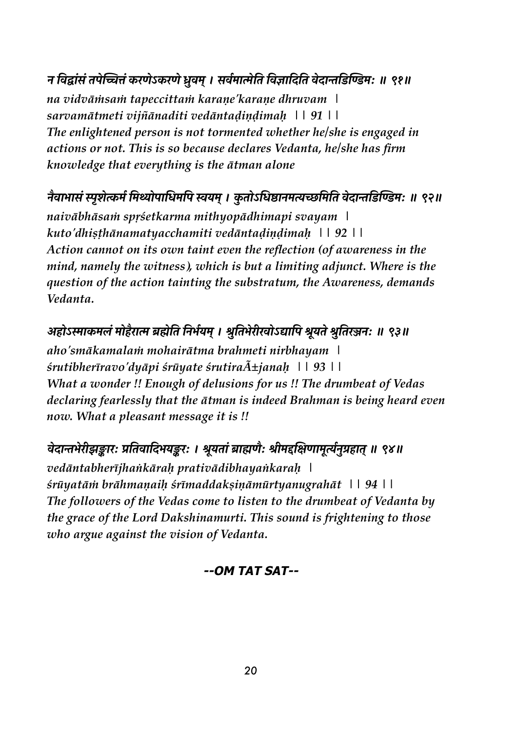*न विद्वांसं तपेच्चित्तं करणेऽकरणे ध्रुवम् । सर्वमात्मेति विज्ञानादिति वेदान्तडिण्डिमः ॥ ९१॥*

*na vidvāṁsaṁ tapeccittaṁ karaṇe'karaṇe dhruvam |*
*sarvamātmeti vijñānaditi vedāntaḍiṇḍimaḥ || 91 ||*
*The enlightened person is not tormented whether he/she is engaged in actions or not. This is so because declares Vedanta, he/she has firm knowledge that everything is the ātman alone*

*नैवाभासं स्पृशेत्कर्म मिथ्योपाधिमपि स्वयम् । कुतोऽधिष्ठानमत्यच्छमिति वेदान्तडिण्डिमः ॥ ९२॥*

*naivābhāsaṁ spṛśetkarma mithyopādhimapi svayam |*
*kuto'dhiṣṭhānamatyacchamiti vedāntaḍiṇḍimaḥ || 92 ||*
*Action cannot on its own taint even the reflection (of awareness in the mind, namely the witness), which is but a limiting adjunct. Where is the question of the action tainting the substratum, the Awareness, demands Vedanta.*

*अहोऽस्माकमलं मोहैरात्म ब्रह्मेति निर्भयम् । श्रुतिभेरीरवोऽद्यापि श्रूयते श्रुतिरञ्जनः ॥ ९३॥*

*aho'smākamalaṁ mohairātma brahmeti nirbhayam |*
*śrutibherīravo'dyāpi śrūyate śrutiraÃ±janaḥ || 93 ||*
*What a wonder !! Enough of delusions for us !! The drumbeat of Vedas declaring fearlessly that the ātman is indeed Brahman is being heard even now. What a pleasant message it is !!*

*वेदान्तभेरीझङ्कारः प्रतिवादिभयङ्करः । श्रूयतां ब्राह्मणैः श्रीमद्दक्षिणामूर्त्यनुग्रहात् ॥ ९४॥*

*vedāntabherījhaṅkāraḥ prativādibhayaṅkaraḥ |*
*śrūyatāṁ brāhmaṇaiḥ śrīmaddakṣiṇāmūrtyanugrahāt || 94 ||*
*The followers of the Vedas come to listen to the drumbeat of Vedanta by the grace of the Lord Dakshinamurti. This sound is frightening to those who argue against the vision of Vedanta.*

***--OM TAT SAT--***